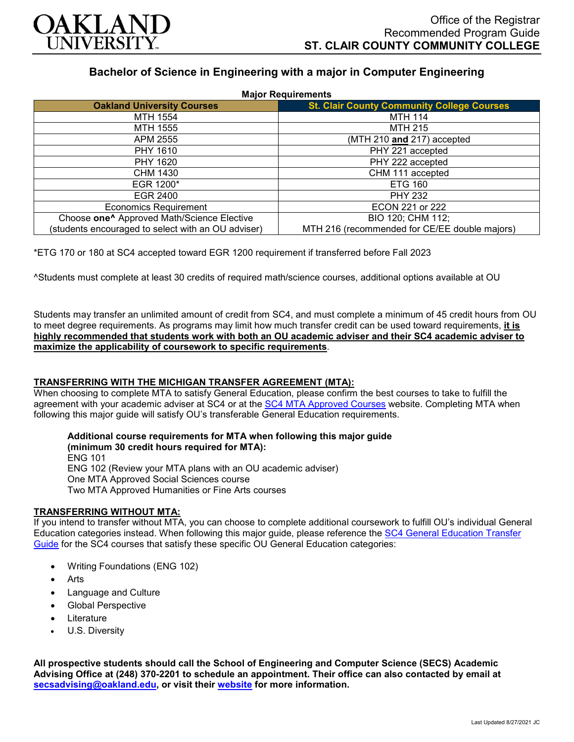OAKLAND UNIVERSITY

Office of the Registrar
Recommended Program Guide
**ST. CLAIR COUNTY COMMUNITY COLLEGE**

## Bachelor of Science in Engineering with a major in Computer Engineering

**Major Requirements**

| Oakland University Courses | St. Clair County Community College Courses |
|---|---|
| MTH 1554 | MTH 114 |
| MTH 1555 | MTH 215 |
| APM 2555 | (MTH 210 **and** 217) accepted |
| PHY 1610 | PHY 221 accepted |
| PHY 1620 | PHY 222 accepted |
| CHM 1430 | CHM 111 accepted |
| EGR 1200* | ETG 160 |
| EGR 2400 | PHY 232 |
| Economics Requirement | ECON 221 or 222 |
| Choose **one^** Approved Math/Science Elective (students encouraged to select with an OU adviser) | BIO 120; CHM 112; MTH 216 (recommended for CE/EE double majors) |

*ETG 170 or 180 at SC4 accepted toward EGR 1200 requirement if transferred before Fall 2023

^Students must complete at least 30 credits of required math/science courses, additional options available at OU

Students may transfer an unlimited amount of credit from SC4, and must complete a minimum of 45 credit hours from OU to meet degree requirements. As programs may limit how much transfer credit can be used toward requirements, **it is highly recommended that students work with both an OU academic adviser and their SC4 academic adviser to maximize the applicability of coursework to specific requirements**.

### TRANSFERRING WITH THE MICHIGAN TRANSFER AGREEMENT (MTA):

When choosing to complete MTA to satisfy General Education, please confirm the best courses to take to fulfill the agreement with your academic adviser at SC4 or at the SC4 MTA Approved Courses website. Completing MTA when following this major guide will satisfy OU's transferable General Education requirements.

**Additional course requirements for MTA when following this major guide (minimum 30 credit hours required for MTA):**
ENG 101
ENG 102 (Review your MTA plans with an OU academic adviser)
One MTA Approved Social Sciences course
Two MTA Approved Humanities or Fine Arts courses

### TRANSFERRING WITHOUT MTA:

If you intend to transfer without MTA, you can choose to complete additional coursework to fulfill OU's individual General Education categories instead. When following this major guide, please reference the SC4 General Education Transfer Guide for the SC4 courses that satisfy these specific OU General Education categories:

- Writing Foundations (ENG 102)
- Arts
- Language and Culture
- Global Perspective
- Literature
- U.S. Diversity

**All prospective students should call the School of Engineering and Computer Science (SECS) Academic Advising Office at (248) 370-2201 to schedule an appointment. Their office can also contacted by email at secsadvising@oakland.edu, or visit their website for more information.**

Last Updated 8/27/2021 JC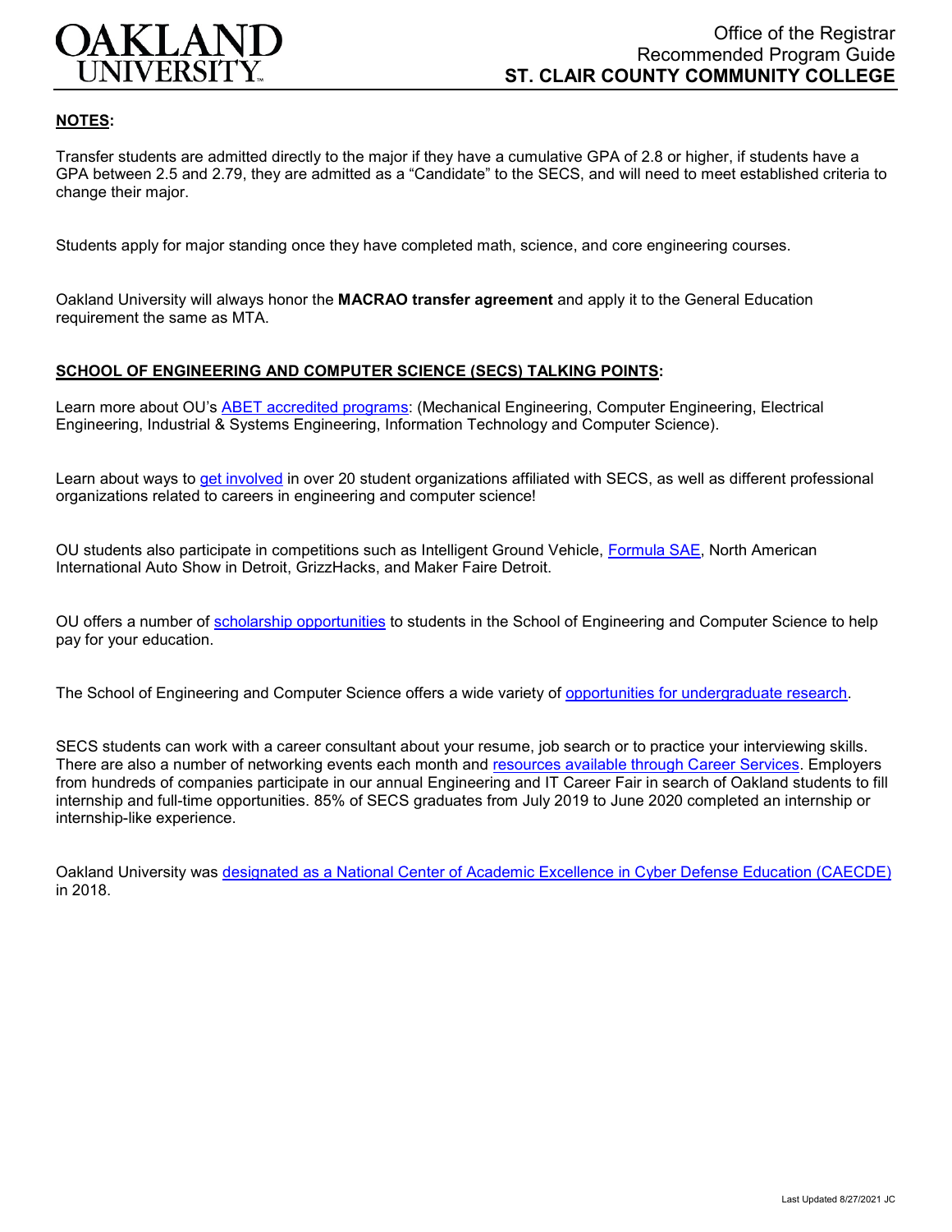**NOTES:**

Transfer students are admitted directly to the major if they have a cumulative GPA of 2.8 or higher, if students have a GPA between 2.5 and 2.79, they are admitted as a "Candidate" to the SECS, and will need to meet established criteria to change their major.

Students apply for major standing once they have completed math, science, and core engineering courses.

Oakland University will always honor the **MACRAO transfer agreement** and apply it to the General Education requirement the same as MTA.

**SCHOOL OF ENGINEERING AND COMPUTER SCIENCE (SECS) TALKING POINTS:**

Learn more about OU's ABET accredited programs: (Mechanical Engineering, Computer Engineering, Electrical Engineering, Industrial & Systems Engineering, Information Technology and Computer Science).

Learn about ways to get involved in over 20 student organizations affiliated with SECS, as well as different professional organizations related to careers in engineering and computer science!

OU students also participate in competitions such as Intelligent Ground Vehicle, Formula SAE, North American International Auto Show in Detroit, GrizzHacks, and Maker Faire Detroit.

OU offers a number of scholarship opportunities to students in the School of Engineering and Computer Science to help pay for your education.

The School of Engineering and Computer Science offers a wide variety of opportunities for undergraduate research.

SECS students can work with a career consultant about your resume, job search or to practice your interviewing skills. There are also a number of networking events each month and resources available through Career Services. Employers from hundreds of companies participate in our annual Engineering and IT Career Fair in search of Oakland students to fill internship and full-time opportunities. 85% of SECS graduates from July 2019 to June 2020 completed an internship or internship-like experience.

Oakland University was designated as a National Center of Academic Excellence in Cyber Defense Education (CAECDE) in 2018.